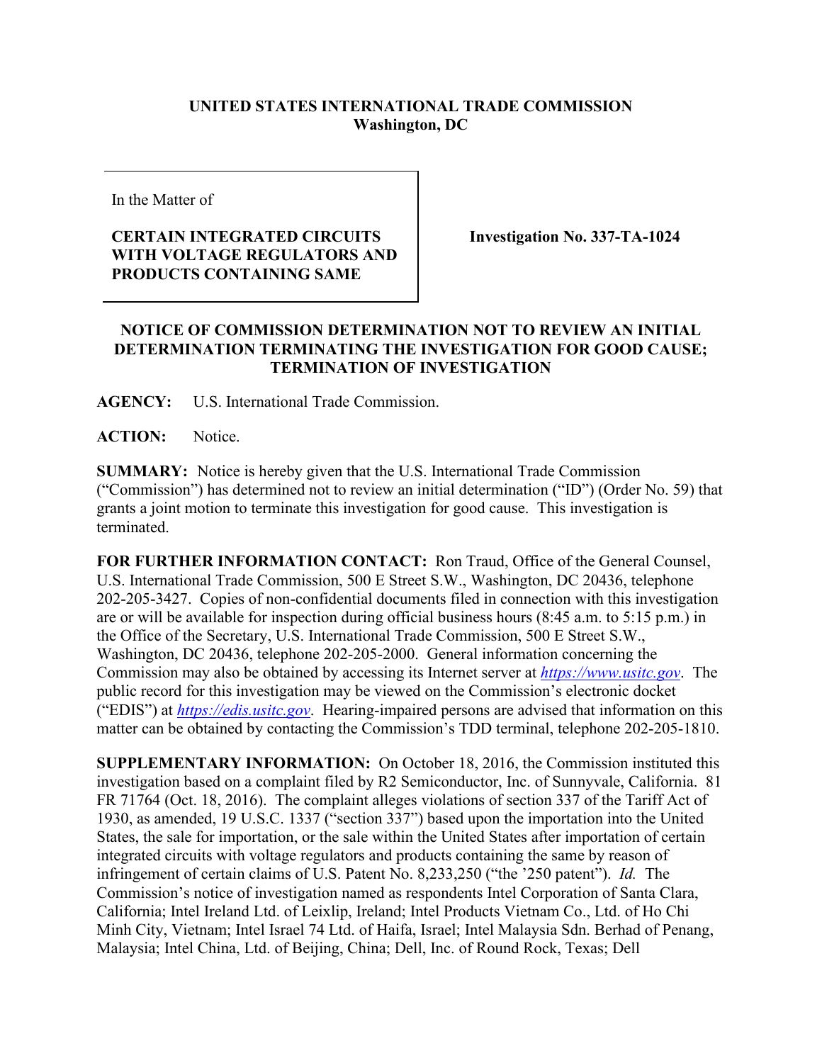**UNITED STATES INTERNATIONAL TRADE COMMISSION**
**Washington, DC**

| | |
|---|---|
| In the Matter of<br><br>**CERTAIN INTEGRATED CIRCUITS WITH VOLTAGE REGULATORS AND PRODUCTS CONTAINING SAME** | **Investigation No. 337-TA-1024** |

**NOTICE OF COMMISSION DETERMINATION NOT TO REVIEW AN INITIAL DETERMINATION TERMINATING THE INVESTIGATION FOR GOOD CAUSE; TERMINATION OF INVESTIGATION**

**AGENCY:** U.S. International Trade Commission.

**ACTION:** Notice.

**SUMMARY:** Notice is hereby given that the U.S. International Trade Commission ("Commission") has determined not to review an initial determination ("ID") (Order No. 59) that grants a joint motion to terminate this investigation for good cause. This investigation is terminated.

**FOR FURTHER INFORMATION CONTACT:** Ron Traud, Office of the General Counsel, U.S. International Trade Commission, 500 E Street S.W., Washington, DC 20436, telephone 202-205-3427. Copies of non-confidential documents filed in connection with this investigation are or will be available for inspection during official business hours (8:45 a.m. to 5:15 p.m.) in the Office of the Secretary, U.S. International Trade Commission, 500 E Street S.W., Washington, DC 20436, telephone 202-205-2000. General information concerning the Commission may also be obtained by accessing its Internet server at *https://www.usitc.gov*. The public record for this investigation may be viewed on the Commission's electronic docket ("EDIS") at *https://edis.usitc.gov*. Hearing-impaired persons are advised that information on this matter can be obtained by contacting the Commission's TDD terminal, telephone 202-205-1810.

**SUPPLEMENTARY INFORMATION:** On October 18, 2016, the Commission instituted this investigation based on a complaint filed by R2 Semiconductor, Inc. of Sunnyvale, California. 81 FR 71764 (Oct. 18, 2016). The complaint alleges violations of section 337 of the Tariff Act of 1930, as amended, 19 U.S.C. 1337 ("section 337") based upon the importation into the United States, the sale for importation, or the sale within the United States after importation of certain integrated circuits with voltage regulators and products containing the same by reason of infringement of certain claims of U.S. Patent No. 8,233,250 ("the '250 patent"). *Id.* The Commission's notice of investigation named as respondents Intel Corporation of Santa Clara, California; Intel Ireland Ltd. of Leixlip, Ireland; Intel Products Vietnam Co., Ltd. of Ho Chi Minh City, Vietnam; Intel Israel 74 Ltd. of Haifa, Israel; Intel Malaysia Sdn. Berhad of Penang, Malaysia; Intel China, Ltd. of Beijing, China; Dell, Inc. of Round Rock, Texas; Dell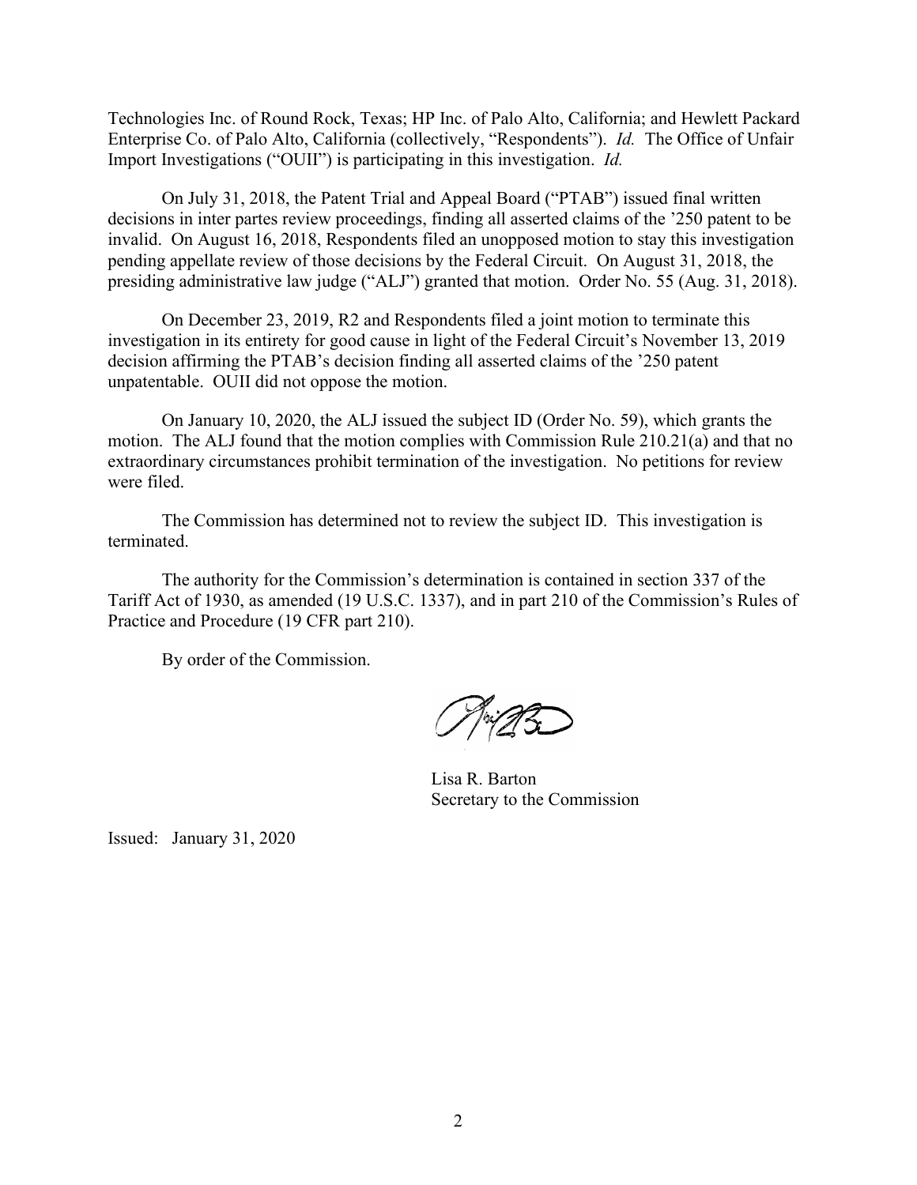Technologies Inc. of Round Rock, Texas; HP Inc. of Palo Alto, California; and Hewlett Packard Enterprise Co. of Palo Alto, California (collectively, "Respondents"). *Id.* The Office of Unfair Import Investigations ("OUII") is participating in this investigation. *Id.*

On July 31, 2018, the Patent Trial and Appeal Board ("PTAB") issued final written decisions in inter partes review proceedings, finding all asserted claims of the '250 patent to be invalid. On August 16, 2018, Respondents filed an unopposed motion to stay this investigation pending appellate review of those decisions by the Federal Circuit. On August 31, 2018, the presiding administrative law judge ("ALJ") granted that motion. Order No. 55 (Aug. 31, 2018).

On December 23, 2019, R2 and Respondents filed a joint motion to terminate this investigation in its entirety for good cause in light of the Federal Circuit's November 13, 2019 decision affirming the PTAB's decision finding all asserted claims of the '250 patent unpatentable. OUII did not oppose the motion.

On January 10, 2020, the ALJ issued the subject ID (Order No. 59), which grants the motion. The ALJ found that the motion complies with Commission Rule 210.21(a) and that no extraordinary circumstances prohibit termination of the investigation. No petitions for review were filed.

The Commission has determined not to review the subject ID. This investigation is terminated.

The authority for the Commission's determination is contained in section 337 of the Tariff Act of 1930, as amended (19 U.S.C. 1337), and in part 210 of the Commission's Rules of Practice and Procedure (19 CFR part 210).

By order of the Commission.

Lisa R. Barton
Secretary to the Commission

Issued: January 31, 2020